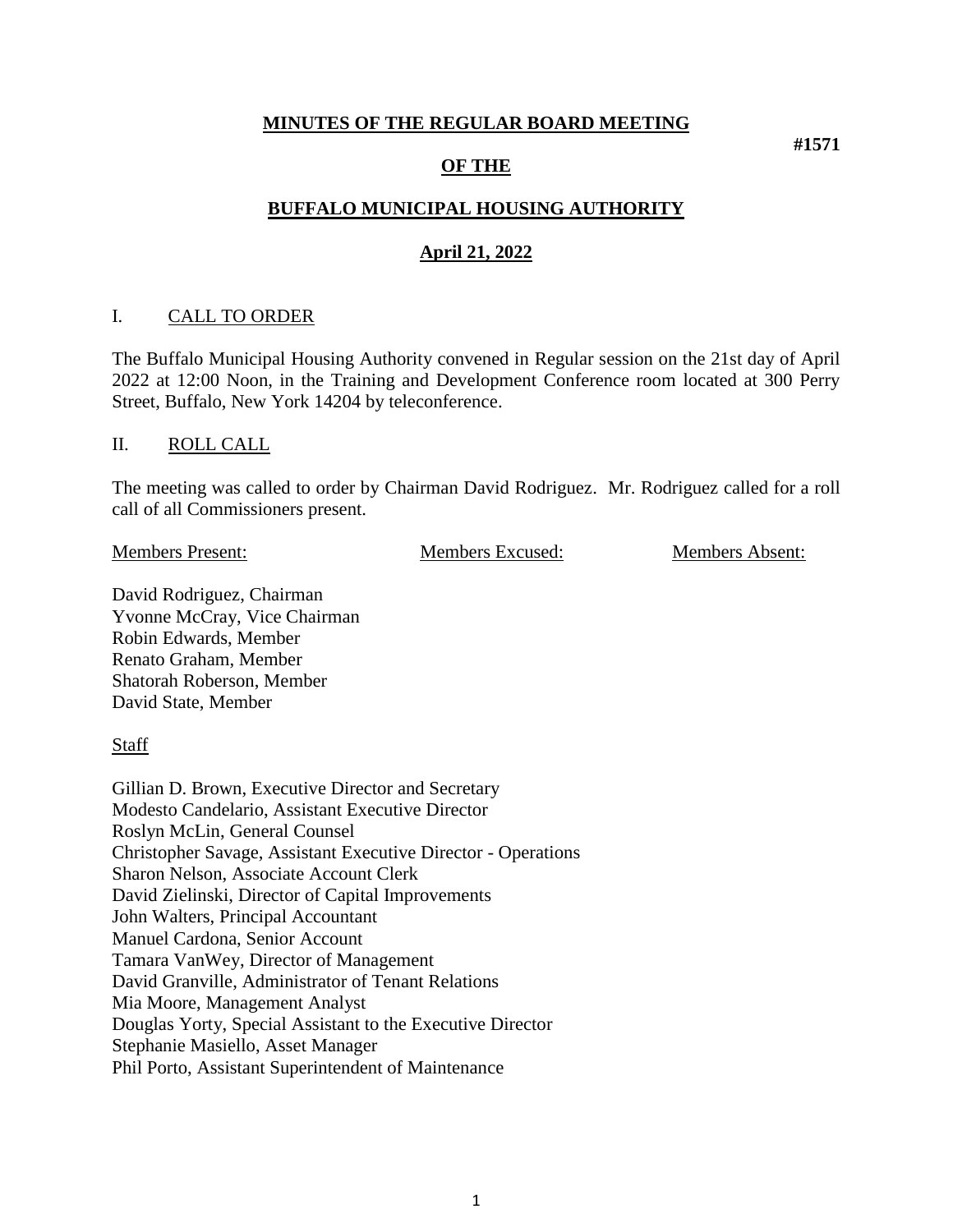**MINUTES OF THE REGULAR BOARD MEETING**

**#1571**

**OF THE**

**BUFFALO MUNICIPAL HOUSING AUTHORITY**

**April 21, 2022**

## I. CALL TO ORDER

The Buffalo Municipal Housing Authority convened in Regular session on the 21st day of April 2022 at 12:00 Noon, in the Training and Development Conference room located at 300 Perry Street, Buffalo, New York 14204 by teleconference.

## II. ROLL CALL

The meeting was called to order by Chairman David Rodriguez. Mr. Rodriguez called for a roll call of all Commissioners present.

| Members Present: | Members Excused: | Members Absent: |
| --- | --- | --- |
| David Rodriguez, Chairman | | |
| Yvonne McCray, Vice Chairman | | |
| Robin Edwards, Member | | |
| Renato Graham, Member | | |
| Shatorah Roberson, Member | | |
| David State, Member | | |

Staff

Gillian D. Brown, Executive Director and Secretary
Modesto Candelario, Assistant Executive Director
Roslyn McLin, General Counsel
Christopher Savage, Assistant Executive Director - Operations
Sharon Nelson, Associate Account Clerk
David Zielinski, Director of Capital Improvements
John Walters, Principal Accountant
Manuel Cardona, Senior Account
Tamara VanWey, Director of Management
David Granville, Administrator of Tenant Relations
Mia Moore, Management Analyst
Douglas Yorty, Special Assistant to the Executive Director
Stephanie Masiello, Asset Manager
Phil Porto, Assistant Superintendent of Maintenance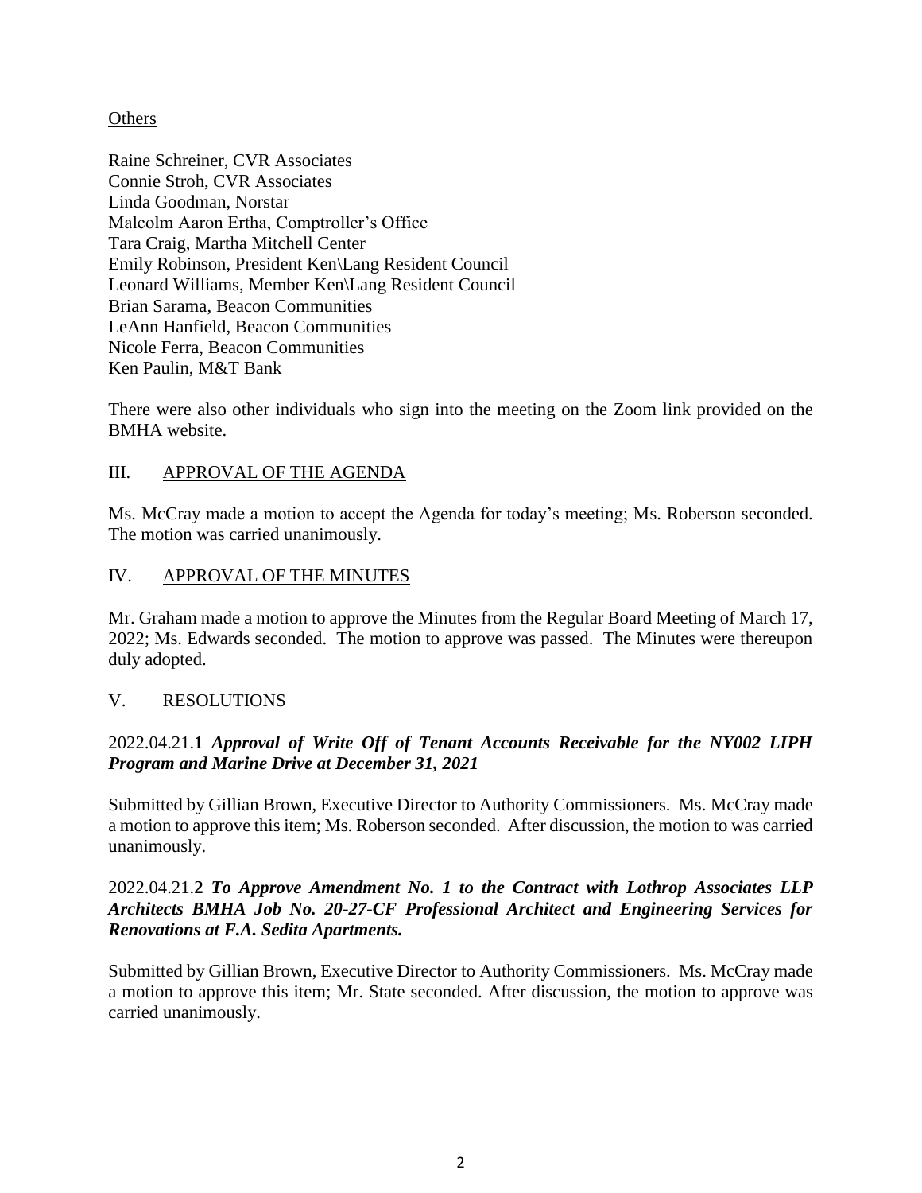Others

Raine Schreiner, CVR Associates
Connie Stroh, CVR Associates
Linda Goodman, Norstar
Malcolm Aaron Ertha, Comptroller's Office
Tara Craig, Martha Mitchell Center
Emily Robinson, President Ken\Lang Resident Council
Leonard Williams, Member Ken\Lang Resident Council
Brian Sarama, Beacon Communities
LeAnn Hanfield, Beacon Communities
Nicole Ferra, Beacon Communities
Ken Paulin, M&T Bank

There were also other individuals who sign into the meeting on the Zoom link provided on the BMHA website.

## III. APPROVAL OF THE AGENDA

Ms. McCray made a motion to accept the Agenda for today's meeting; Ms. Roberson seconded. The motion was carried unanimously.

## IV. APPROVAL OF THE MINUTES

Mr. Graham made a motion to approve the Minutes from the Regular Board Meeting of March 17, 2022; Ms. Edwards seconded. The motion to approve was passed. The Minutes were thereupon duly adopted.

## V. RESOLUTIONS

### 2022.04.21.**1** ***Approval of Write Off of Tenant Accounts Receivable for the NY002 LIPH Program and Marine Drive at December 31, 2021***

Submitted by Gillian Brown, Executive Director to Authority Commissioners. Ms. McCray made a motion to approve this item; Ms. Roberson seconded. After discussion, the motion to was carried unanimously.

### 2022.04.21.**2** ***To Approve Amendment No. 1 to the Contract with Lothrop Associates LLP Architects BMHA Job No. 20-27-CF Professional Architect and Engineering Services for Renovations at F.A. Sedita Apartments.***

Submitted by Gillian Brown, Executive Director to Authority Commissioners. Ms. McCray made a motion to approve this item; Mr. State seconded. After discussion, the motion to approve was carried unanimously.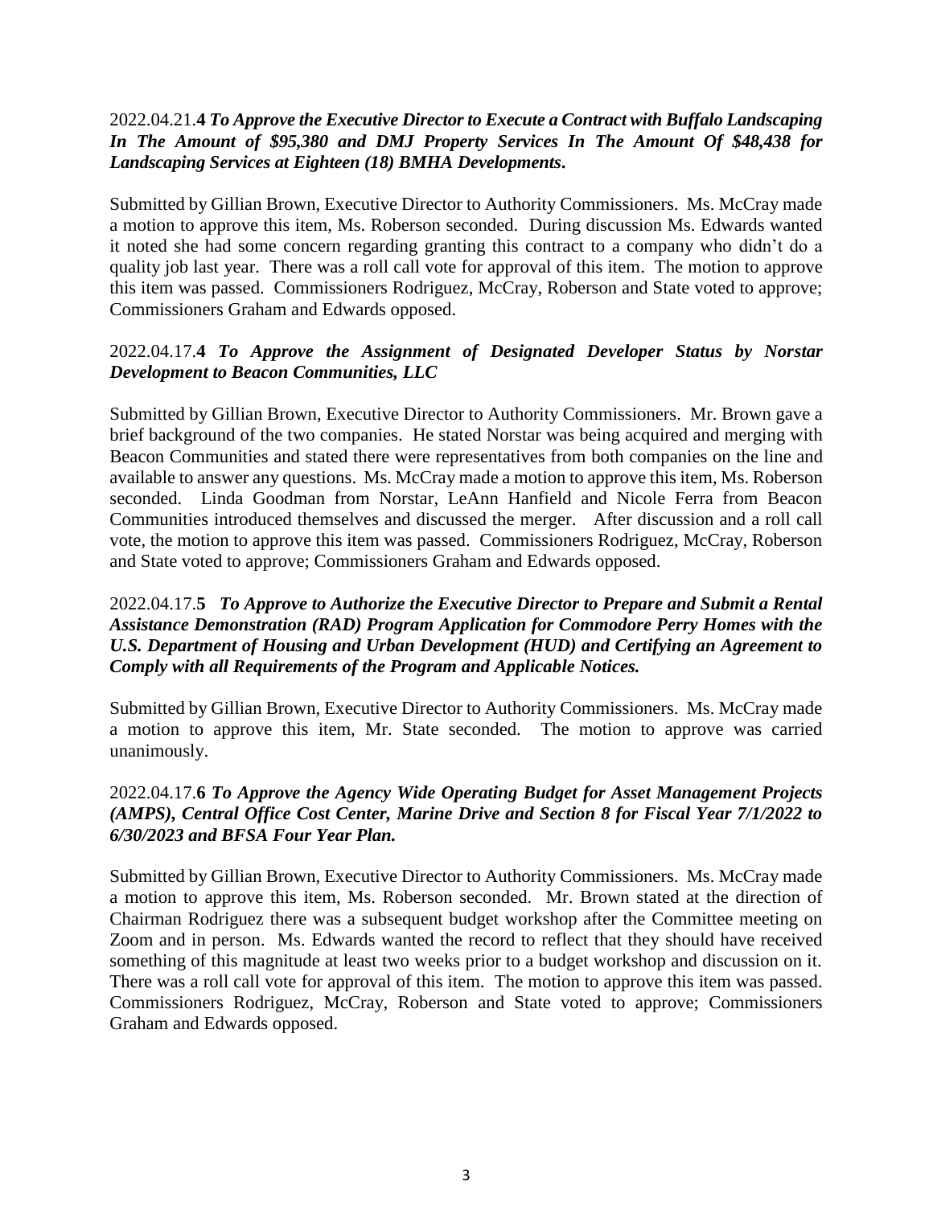2022.04.21.**4** ***To Approve the Executive Director to Execute a Contract with Buffalo Landscaping In The Amount of $95,380 and DMJ Property Services In The Amount Of $48,438 for Landscaping Services at Eighteen (18) BMHA Developments.***

Submitted by Gillian Brown, Executive Director to Authority Commissioners. Ms. McCray made a motion to approve this item, Ms. Roberson seconded. During discussion Ms. Edwards wanted it noted she had some concern regarding granting this contract to a company who didn't do a quality job last year. There was a roll call vote for approval of this item. The motion to approve this item was passed. Commissioners Rodriguez, McCray, Roberson and State voted to approve; Commissioners Graham and Edwards opposed.

2022.04.17.**4** ***To Approve the Assignment of Designated Developer Status by Norstar Development to Beacon Communities, LLC***

Submitted by Gillian Brown, Executive Director to Authority Commissioners. Mr. Brown gave a brief background of the two companies. He stated Norstar was being acquired and merging with Beacon Communities and stated there were representatives from both companies on the line and available to answer any questions. Ms. McCray made a motion to approve this item, Ms. Roberson seconded. Linda Goodman from Norstar, LeAnn Hanfield and Nicole Ferra from Beacon Communities introduced themselves and discussed the merger. After discussion and a roll call vote, the motion to approve this item was passed. Commissioners Rodriguez, McCray, Roberson and State voted to approve; Commissioners Graham and Edwards opposed.

2022.04.17.**5** ***To Approve to Authorize the Executive Director to Prepare and Submit a Rental Assistance Demonstration (RAD) Program Application for Commodore Perry Homes with the U.S. Department of Housing and Urban Development (HUD) and Certifying an Agreement to Comply with all Requirements of the Program and Applicable Notices.***

Submitted by Gillian Brown, Executive Director to Authority Commissioners. Ms. McCray made a motion to approve this item, Mr. State seconded. The motion to approve was carried unanimously.

2022.04.17.**6** ***To Approve the Agency Wide Operating Budget for Asset Management Projects (AMPS), Central Office Cost Center, Marine Drive and Section 8 for Fiscal Year 7/1/2022 to 6/30/2023 and BFSA Four Year Plan.***

Submitted by Gillian Brown, Executive Director to Authority Commissioners. Ms. McCray made a motion to approve this item, Ms. Roberson seconded. Mr. Brown stated at the direction of Chairman Rodriguez there was a subsequent budget workshop after the Committee meeting on Zoom and in person. Ms. Edwards wanted the record to reflect that they should have received something of this magnitude at least two weeks prior to a budget workshop and discussion on it. There was a roll call vote for approval of this item. The motion to approve this item was passed. Commissioners Rodriguez, McCray, Roberson and State voted to approve; Commissioners Graham and Edwards opposed.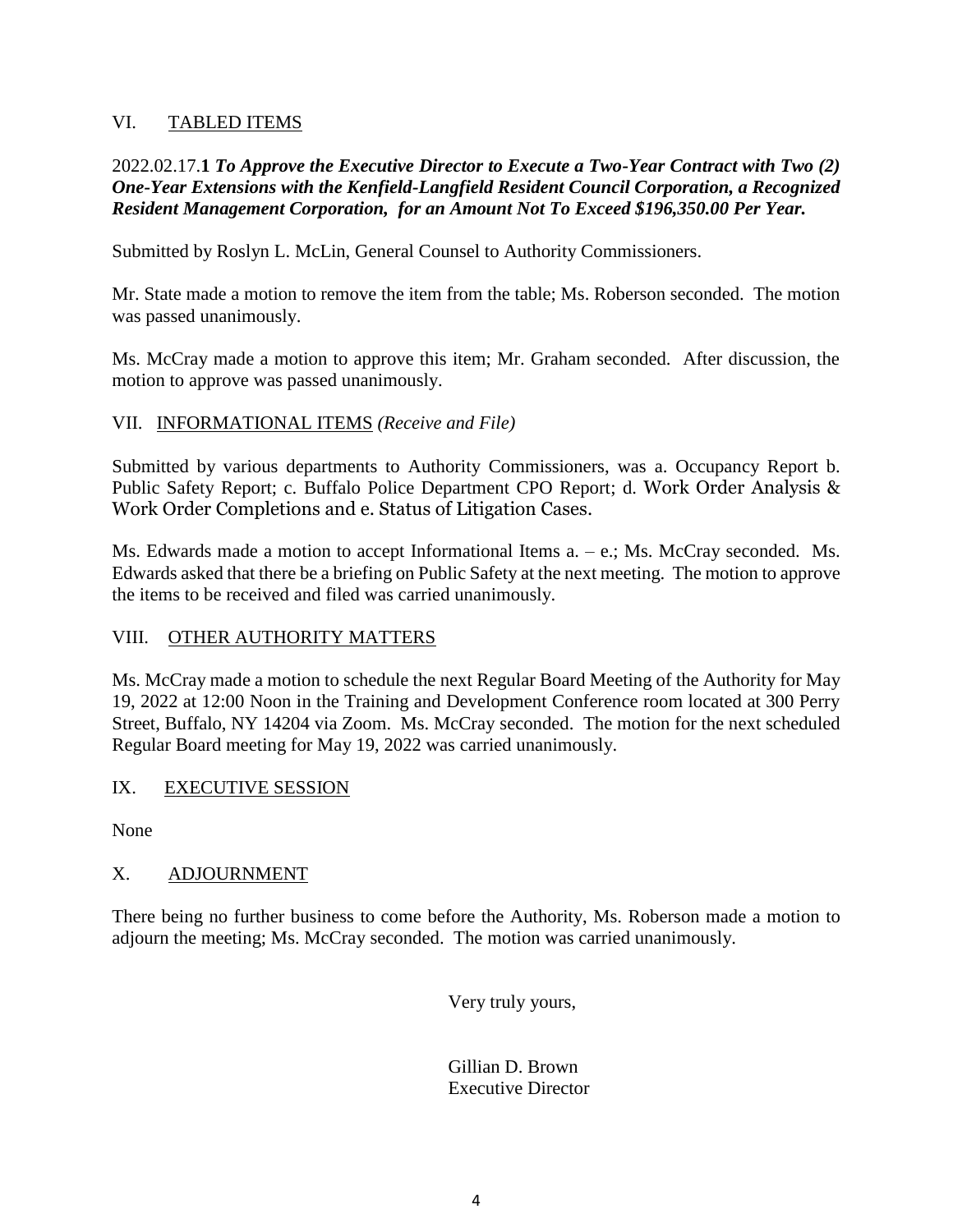## VI. TABLED ITEMS

2022.02.17.**1** ***To Approve the Executive Director to Execute a Two-Year Contract with Two (2) One-Year Extensions with the Kenfield-Langfield Resident Council Corporation, a Recognized Resident Management Corporation, for an Amount Not To Exceed $196,350.00 Per Year.***

Submitted by Roslyn L. McLin, General Counsel to Authority Commissioners.

Mr. State made a motion to remove the item from the table; Ms. Roberson seconded. The motion was passed unanimously.

Ms. McCray made a motion to approve this item; Mr. Graham seconded. After discussion, the motion to approve was passed unanimously.

## VII. INFORMATIONAL ITEMS *(Receive and File)*

Submitted by various departments to Authority Commissioners, was a. Occupancy Report b. Public Safety Report; c. Buffalo Police Department CPO Report; d. Work Order Analysis & Work Order Completions and e. Status of Litigation Cases.

Ms. Edwards made a motion to accept Informational Items a. – e.; Ms. McCray seconded. Ms. Edwards asked that there be a briefing on Public Safety at the next meeting. The motion to approve the items to be received and filed was carried unanimously.

## VIII. OTHER AUTHORITY MATTERS

Ms. McCray made a motion to schedule the next Regular Board Meeting of the Authority for May 19, 2022 at 12:00 Noon in the Training and Development Conference room located at 300 Perry Street, Buffalo, NY 14204 via Zoom. Ms. McCray seconded. The motion for the next scheduled Regular Board meeting for May 19, 2022 was carried unanimously.

## IX. EXECUTIVE SESSION

None

## X. ADJOURNMENT

There being no further business to come before the Authority, Ms. Roberson made a motion to adjourn the meeting; Ms. McCray seconded. The motion was carried unanimously.

Very truly yours,

Gillian D. Brown
Executive Director